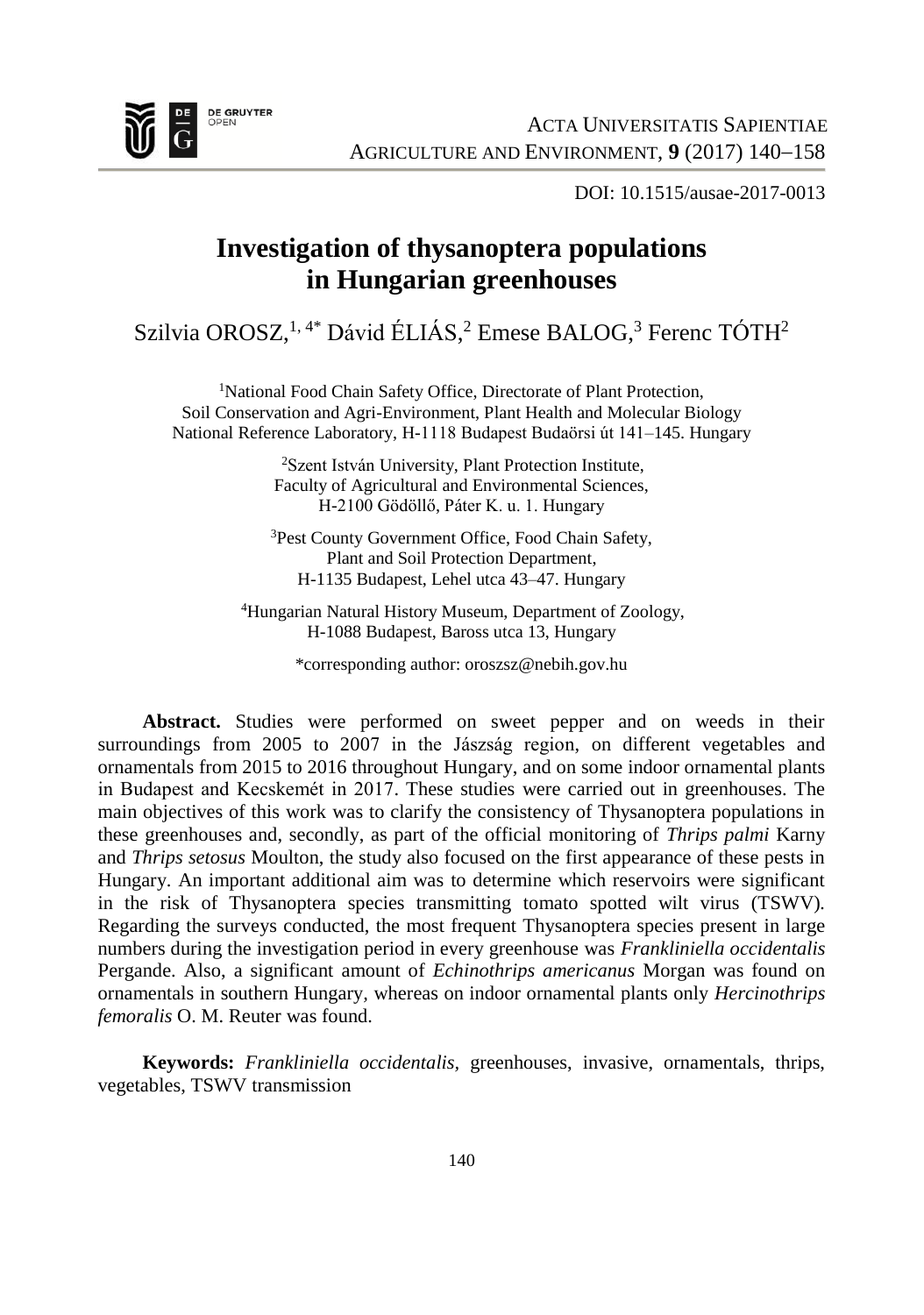DOI: 10.1515/ausae-2017-0013

# Investigation of thysanoptera populations in Hungarian greenhouses

Szilvia OROSZ,[1, 4*] Dávid ÉLIÁS,[2] Emese BALOG,[3] Ferenc TÓTH[2]

[1]National Food Chain Safety Office, Directorate of Plant Protection, Soil Conservation and Agri-Environment, Plant Health and Molecular Biology National Reference Laboratory, H-1118 Budapest Budaörsi út 141–145. Hungary

[2]Szent István University, Plant Protection Institute, Faculty of Agricultural and Environmental Sciences, H-2100 Gödöllő, Páter K. u. 1. Hungary

[3]Pest County Government Office, Food Chain Safety, Plant and Soil Protection Department, H-1135 Budapest, Lehel utca 43–47. Hungary

[4]Hungarian Natural History Museum, Department of Zoology, H-1088 Budapest, Baross utca 13, Hungary

*corresponding author: oroszsz@nebih.gov.hu

**Abstract.** Studies were performed on sweet pepper and on weeds in their surroundings from 2005 to 2007 in the Jászság region, on different vegetables and ornamentals from 2015 to 2016 throughout Hungary, and on some indoor ornamental plants in Budapest and Kecskemét in 2017. These studies were carried out in greenhouses. The main objectives of this work was to clarify the consistency of Thysanoptera populations in these greenhouses and, secondly, as part of the official monitoring of *Thrips palmi* Karny and *Thrips setosus* Moulton, the study also focused on the first appearance of these pests in Hungary. An important additional aim was to determine which reservoirs were significant in the risk of Thysanoptera species transmitting tomato spotted wilt virus (TSWV). Regarding the surveys conducted, the most frequent Thysanoptera species present in large numbers during the investigation period in every greenhouse was *Frankliniella occidentalis* Pergande. Also, a significant amount of *Echinothrips americanus* Morgan was found on ornamentals in southern Hungary, whereas on indoor ornamental plants only *Hercinothrips femoralis* O. M. Reuter was found.

**Keywords:** *Frankliniella occidentalis*, greenhouses, invasive, ornamentals, thrips, vegetables, TSWV transmission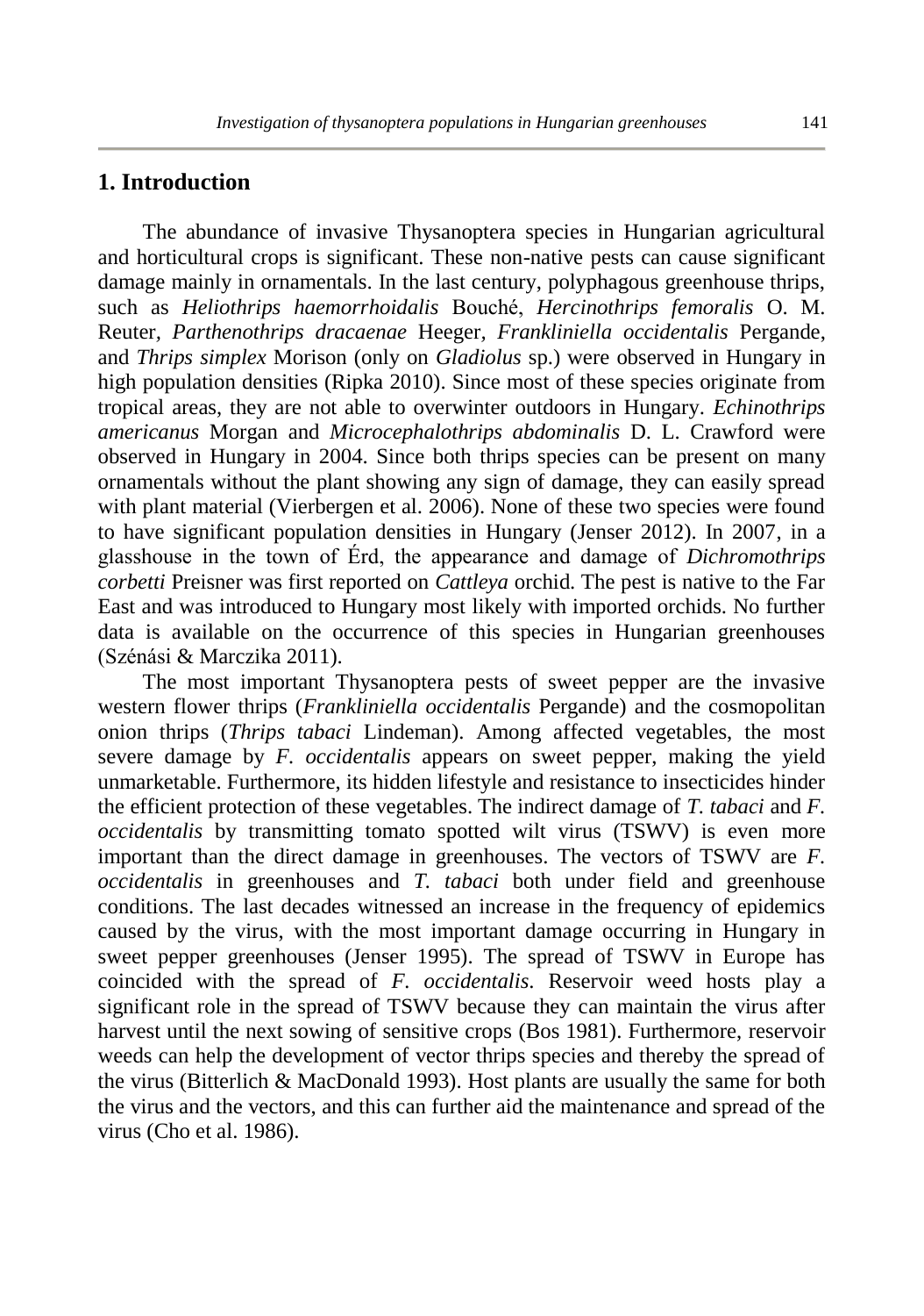## 1. Introduction

The abundance of invasive Thysanoptera species in Hungarian agricultural and horticultural crops is significant. These non-native pests can cause significant damage mainly in ornamentals. In the last century, polyphagous greenhouse thrips, such as *Heliothrips haemorrhoidalis* Bouché, *Hercinothrips femoralis* O. M. Reuter, *Parthenothrips dracaenae* Heeger, *Frankliniella occidentalis* Pergande, and *Thrips simplex* Morison (only on *Gladiolus* sp.) were observed in Hungary in high population densities (Ripka 2010). Since most of these species originate from tropical areas, they are not able to overwinter outdoors in Hungary. *Echinothrips americanus* Morgan and *Microcephalothrips abdominalis* D. L. Crawford were observed in Hungary in 2004. Since both thrips species can be present on many ornamentals without the plant showing any sign of damage, they can easily spread with plant material (Vierbergen et al. 2006). None of these two species were found to have significant population densities in Hungary (Jenser 2012). In 2007, in a glasshouse in the town of Érd, the appearance and damage of *Dichromothrips corbetti* Preisner was first reported on *Cattleya* orchid. The pest is native to the Far East and was introduced to Hungary most likely with imported orchids. No further data is available on the occurrence of this species in Hungarian greenhouses (Szénási & Marczika 2011).

The most important Thysanoptera pests of sweet pepper are the invasive western flower thrips (*Frankliniella occidentalis* Pergande) and the cosmopolitan onion thrips (*Thrips tabaci* Lindeman). Among affected vegetables, the most severe damage by *F. occidentalis* appears on sweet pepper, making the yield unmarketable. Furthermore, its hidden lifestyle and resistance to insecticides hinder the efficient protection of these vegetables. The indirect damage of *T. tabaci* and *F. occidentalis* by transmitting tomato spotted wilt virus (TSWV) is even more important than the direct damage in greenhouses. The vectors of TSWV are *F. occidentalis* in greenhouses and *T. tabaci* both under field and greenhouse conditions. The last decades witnessed an increase in the frequency of epidemics caused by the virus, with the most important damage occurring in Hungary in sweet pepper greenhouses (Jenser 1995). The spread of TSWV in Europe has coincided with the spread of *F. occidentalis*. Reservoir weed hosts play a significant role in the spread of TSWV because they can maintain the virus after harvest until the next sowing of sensitive crops (Bos 1981). Furthermore, reservoir weeds can help the development of vector thrips species and thereby the spread of the virus (Bitterlich & MacDonald 1993). Host plants are usually the same for both the virus and the vectors, and this can further aid the maintenance and spread of the virus (Cho et al. 1986).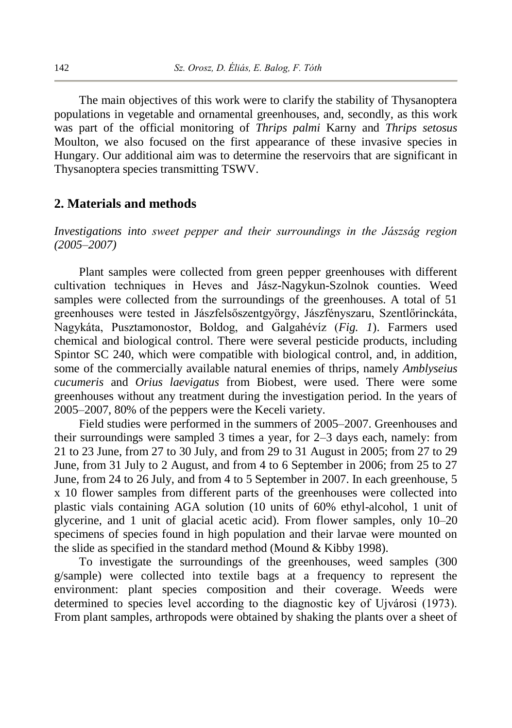The main objectives of this work were to clarify the stability of Thysanoptera populations in vegetable and ornamental greenhouses, and, secondly, as this work was part of the official monitoring of *Thrips palmi* Karny and *Thrips setosus* Moulton, we also focused on the first appearance of these invasive species in Hungary. Our additional aim was to determine the reservoirs that are significant in Thysanoptera species transmitting TSWV.

## 2. Materials and methods

*Investigations into sweet pepper and their surroundings in the Jászság region (2005–2007)*

Plant samples were collected from green pepper greenhouses with different cultivation techniques in Heves and Jász-Nagykun-Szolnok counties. Weed samples were collected from the surroundings of the greenhouses. A total of 51 greenhouses were tested in Jászfelsőszentgyörgy, Jászfényszaru, Szentlőrinckáta, Nagykáta, Pusztamonostor, Boldog, and Galgahévíz (*Fig. 1*). Farmers used chemical and biological control. There were several pesticide products, including Spintor SC 240, which were compatible with biological control, and, in addition, some of the commercially available natural enemies of thrips, namely *Amblyseius cucumeris* and *Orius laevigatus* from Biobest, were used. There were some greenhouses without any treatment during the investigation period. In the years of 2005–2007, 80% of the peppers were the Keceli variety.

Field studies were performed in the summers of 2005–2007. Greenhouses and their surroundings were sampled 3 times a year, for 2–3 days each, namely: from 21 to 23 June, from 27 to 30 July, and from 29 to 31 August in 2005; from 27 to 29 June, from 31 July to 2 August, and from 4 to 6 September in 2006; from 25 to 27 June, from 24 to 26 July, and from 4 to 5 September in 2007. In each greenhouse, 5 x 10 flower samples from different parts of the greenhouses were collected into plastic vials containing AGA solution (10 units of 60% ethyl-alcohol, 1 unit of glycerine, and 1 unit of glacial acetic acid). From flower samples, only 10–20 specimens of species found in high population and their larvae were mounted on the slide as specified in the standard method (Mound & Kibby 1998).

To investigate the surroundings of the greenhouses, weed samples (300 g/sample) were collected into textile bags at a frequency to represent the environment: plant species composition and their coverage. Weeds were determined to species level according to the diagnostic key of Ujvárosi (1973). From plant samples, arthropods were obtained by shaking the plants over a sheet of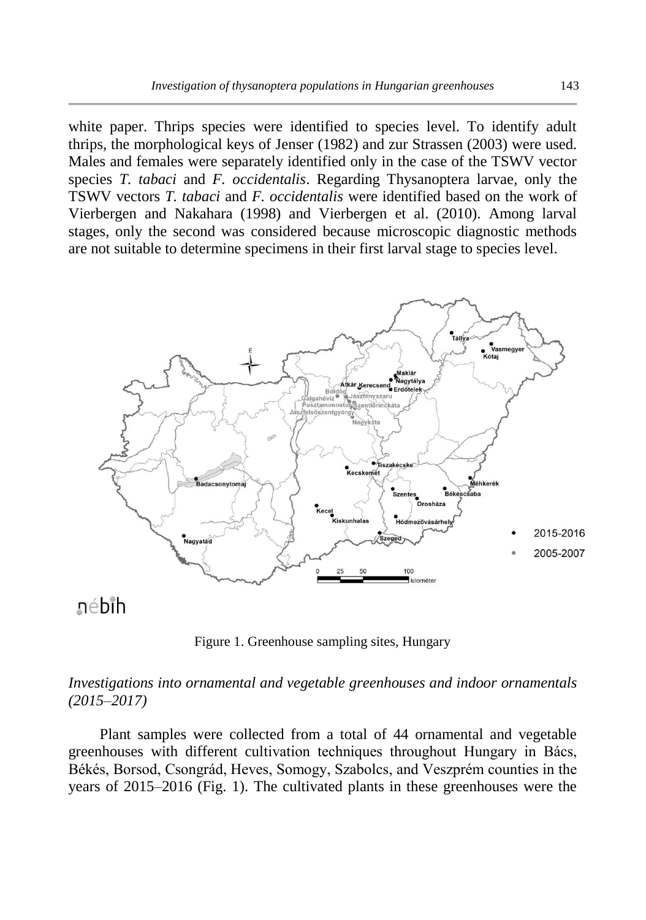white paper. Thrips species were identified to species level. To identify adult thrips, the morphological keys of Jenser (1982) and zur Strassen (2003) were used. Males and females were separately identified only in the case of the TSWV vector species *T. tabaci* and *F. occidentalis*. Regarding Thysanoptera larvae, only the TSWV vectors *T. tabaci* and *F. occidentalis* were identified based on the work of Vierbergen and Nakahara (1998) and Vierbergen et al. (2010). Among larval stages, only the second was considered because microscopic diagnostic methods are not suitable to determine specimens in their first larval stage to species level.

Figure 1. Greenhouse sampling sites, Hungary

*Investigations into ornamental and vegetable greenhouses and indoor ornamentals (2015–2017)*

Plant samples were collected from a total of 44 ornamental and vegetable greenhouses with different cultivation techniques throughout Hungary in Bács, Békés, Borsod, Csongrád, Heves, Somogy, Szabolcs, and Veszprém counties in the years of 2015–2016 (Fig. 1). The cultivated plants in these greenhouses were the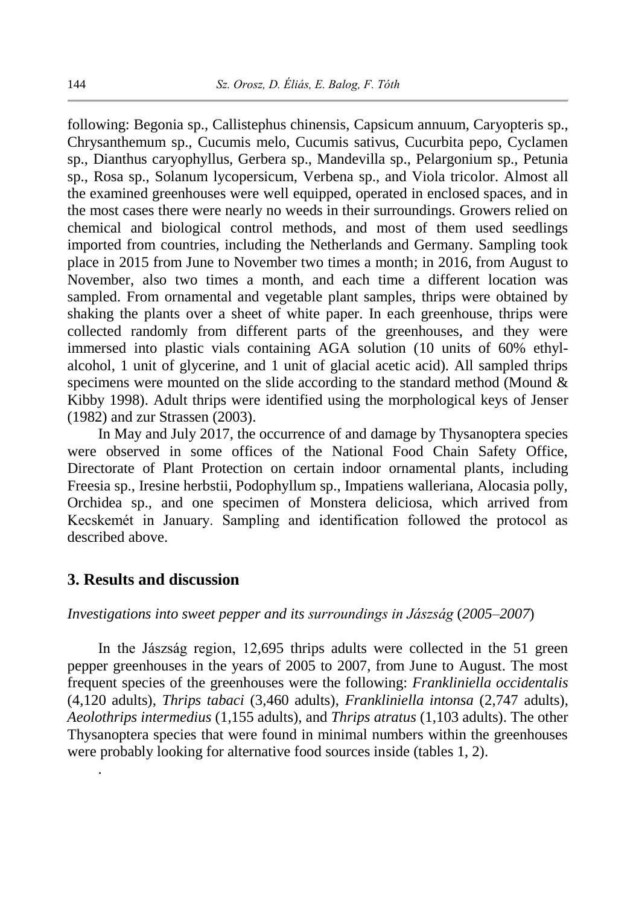following: Begonia sp., Callistephus chinensis, Capsicum annuum, Caryopteris sp., Chrysanthemum sp., Cucumis melo, Cucumis sativus, Cucurbita pepo, Cyclamen sp., Dianthus caryophyllus, Gerbera sp., Mandevilla sp., Pelargonium sp., Petunia sp., Rosa sp., Solanum lycopersicum, Verbena sp., and Viola tricolor. Almost all the examined greenhouses were well equipped, operated in enclosed spaces, and in the most cases there were nearly no weeds in their surroundings. Growers relied on chemical and biological control methods, and most of them used seedlings imported from countries, including the Netherlands and Germany. Sampling took place in 2015 from June to November two times a month; in 2016, from August to November, also two times a month, and each time a different location was sampled. From ornamental and vegetable plant samples, thrips were obtained by shaking the plants over a sheet of white paper. In each greenhouse, thrips were collected randomly from different parts of the greenhouses, and they were immersed into plastic vials containing AGA solution (10 units of 60% ethyl-alcohol, 1 unit of glycerine, and 1 unit of glacial acetic acid). All sampled thrips specimens were mounted on the slide according to the standard method (Mound & Kibby 1998). Adult thrips were identified using the morphological keys of Jenser (1982) and zur Strassen (2003).

In May and July 2017, the occurrence of and damage by Thysanoptera species were observed in some offices of the National Food Chain Safety Office, Directorate of Plant Protection on certain indoor ornamental plants, including Freesia sp., Iresine herbstii, Podophyllum sp., Impatiens walleriana, Alocasia polly, Orchidea sp., and one specimen of Monstera deliciosa, which arrived from Kecskemét in January. Sampling and identification followed the protocol as described above.

## 3. Results and discussion

*Investigations into sweet pepper and its surroundings in Jászság* (*2005–2007*)

In the Jászság region, 12,695 thrips adults were collected in the 51 green pepper greenhouses in the years of 2005 to 2007, from June to August. The most frequent species of the greenhouses were the following: *Frankliniella occidentalis* (4,120 adults), *Thrips tabaci* (3,460 adults), *Frankliniella intonsa* (2,747 adults), *Aeolothrips intermedius* (1,155 adults), and *Thrips atratus* (1,103 adults). The other Thysanoptera species that were found in minimal numbers within the greenhouses were probably looking for alternative food sources inside (tables 1, 2).

.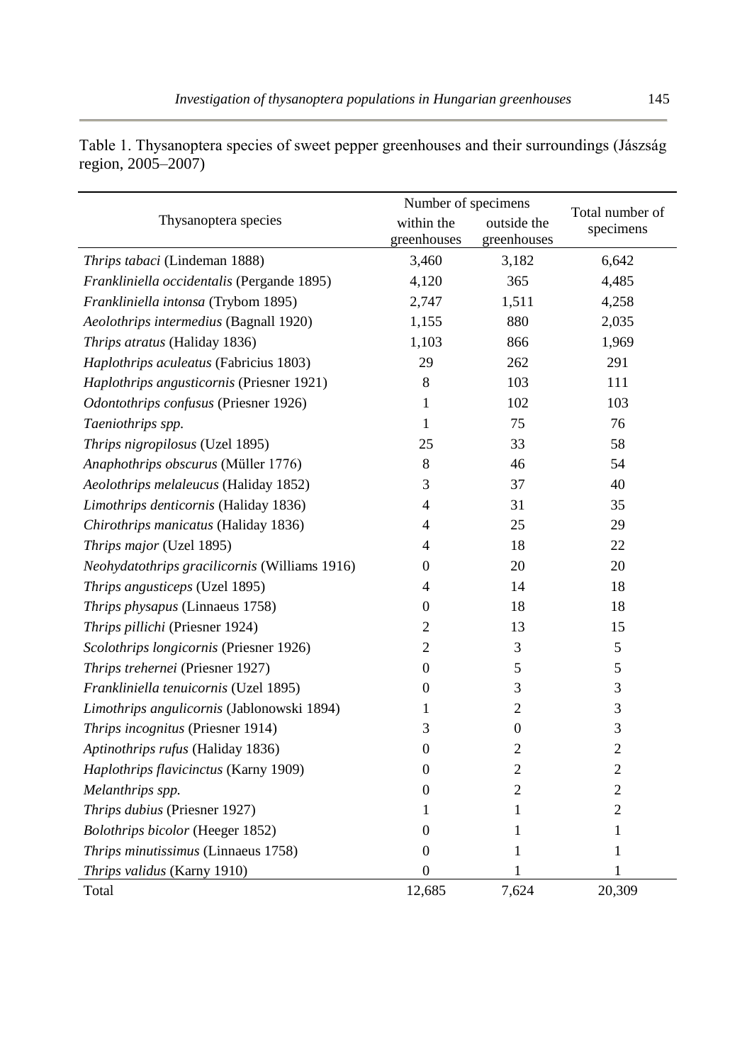Table 1. Thysanoptera species of sweet pepper greenhouses and their surroundings (Jászság region, 2005–2007)

| Thysanoptera species | Number of specimens | | Total number of specimens |
|---|---|---|---|
| | within the greenhouses | outside the greenhouses | |
| *Thrips tabaci* (Lindeman 1888) | 3,460 | 3,182 | 6,642 |
| *Frankliniella occidentalis* (Pergande 1895) | 4,120 | 365 | 4,485 |
| *Frankliniella intonsa* (Trybom 1895) | 2,747 | 1,511 | 4,258 |
| *Aeolothrips intermedius* (Bagnall 1920) | 1,155 | 880 | 2,035 |
| *Thrips atratus* (Haliday 1836) | 1,103 | 866 | 1,969 |
| *Haplothrips aculeatus* (Fabricius 1803) | 29 | 262 | 291 |
| *Haplothrips angusticornis* (Priesner 1921) | 8 | 103 | 111 |
| *Odontothrips confusus* (Priesner 1926) | 1 | 102 | 103 |
| *Taeniothrips spp.* | 1 | 75 | 76 |
| *Thrips nigropilosus* (Uzel 1895) | 25 | 33 | 58 |
| *Anaphothrips obscurus* (Müller 1776) | 8 | 46 | 54 |
| *Aeolothrips melaleucus* (Haliday 1852) | 3 | 37 | 40 |
| *Limothrips denticornis* (Haliday 1836) | 4 | 31 | 35 |
| *Chirothrips manicatus* (Haliday 1836) | 4 | 25 | 29 |
| *Thrips major* (Uzel 1895) | 4 | 18 | 22 |
| *Neohydatothrips gracilicornis* (Williams 1916) | 0 | 20 | 20 |
| *Thrips angusticeps* (Uzel 1895) | 4 | 14 | 18 |
| *Thrips physapus* (Linnaeus 1758) | 0 | 18 | 18 |
| *Thrips pillichi* (Priesner 1924) | 2 | 13 | 15 |
| *Scolothrips longicornis* (Priesner 1926) | 2 | 3 | 5 |
| *Thrips trehernei* (Priesner 1927) | 0 | 5 | 5 |
| *Frankliniella tenuicornis* (Uzel 1895) | 0 | 3 | 3 |
| *Limothrips angulicornis* (Jablonowski 1894) | 1 | 2 | 3 |
| *Thrips incognitus* (Priesner 1914) | 3 | 0 | 3 |
| *Aptinothrips rufus* (Haliday 1836) | 0 | 2 | 2 |
| *Haplothrips flavicinctus* (Karny 1909) | 0 | 2 | 2 |
| *Melanthrips spp.* | 0 | 2 | 2 |
| *Thrips dubius* (Priesner 1927) | 1 | 1 | 2 |
| *Bolothrips bicolor* (Heeger 1852) | 0 | 1 | 1 |
| *Thrips minutissimus* (Linnaeus 1758) | 0 | 1 | 1 |
| *Thrips validus* (Karny 1910) | 0 | 1 | 1 |
| Total | 12,685 | 7,624 | 20,309 |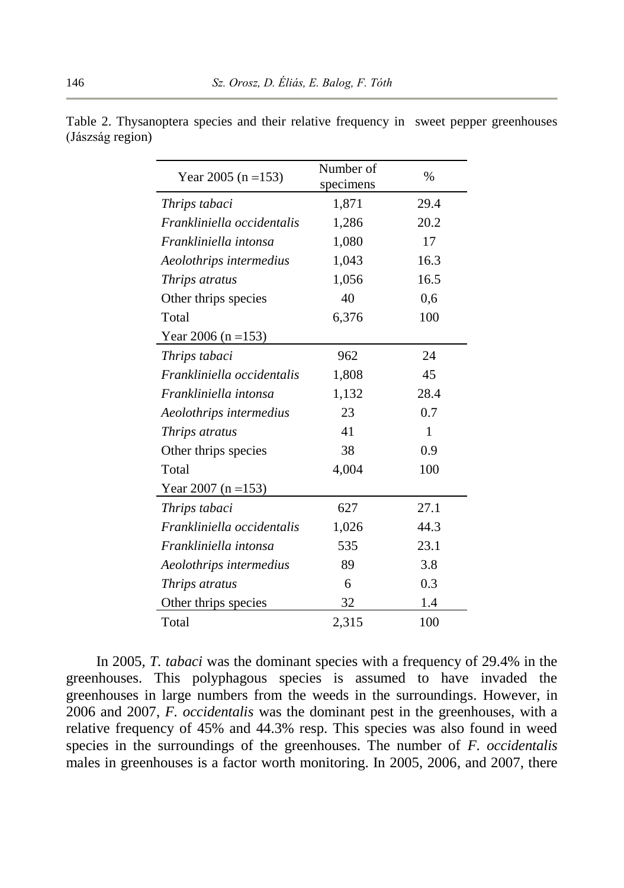Table 2. Thysanoptera species and their relative frequency in sweet pepper greenhouses (Jászság region)

| Year 2005 (n =153) | Number of specimens | % |
|---|---|---|
| *Thrips tabaci* | 1,871 | 29.4 |
| *Frankliniella occidentalis* | 1,286 | 20.2 |
| *Frankliniella intonsa* | 1,080 | 17 |
| *Aeolothrips intermedius* | 1,043 | 16.3 |
| *Thrips atratus* | 1,056 | 16.5 |
| Other thrips species | 40 | 0,6 |
| Total | 6,376 | 100 |
| Year 2006 (n =153) | | |
| *Thrips tabaci* | 962 | 24 |
| *Frankliniella occidentalis* | 1,808 | 45 |
| *Frankliniella intonsa* | 1,132 | 28.4 |
| *Aeolothrips intermedius* | 23 | 0.7 |
| *Thrips atratus* | 41 | 1 |
| Other thrips species | 38 | 0.9 |
| Total | 4,004 | 100 |
| Year 2007 (n =153) | | |
| *Thrips tabaci* | 627 | 27.1 |
| *Frankliniella occidentalis* | 1,026 | 44.3 |
| *Frankliniella intonsa* | 535 | 23.1 |
| *Aeolothrips intermedius* | 89 | 3.8 |
| *Thrips atratus* | 6 | 0.3 |
| Other thrips species | 32 | 1.4 |
| Total | 2,315 | 100 |

In 2005, *T. tabaci* was the dominant species with a frequency of 29.4% in the greenhouses. This polyphagous species is assumed to have invaded the greenhouses in large numbers from the weeds in the surroundings. However, in 2006 and 2007, *F. occidentalis* was the dominant pest in the greenhouses, with a relative frequency of 45% and 44.3% resp. This species was also found in weed species in the surroundings of the greenhouses. The number of *F. occidentalis* males in greenhouses is a factor worth monitoring. In 2005, 2006, and 2007, there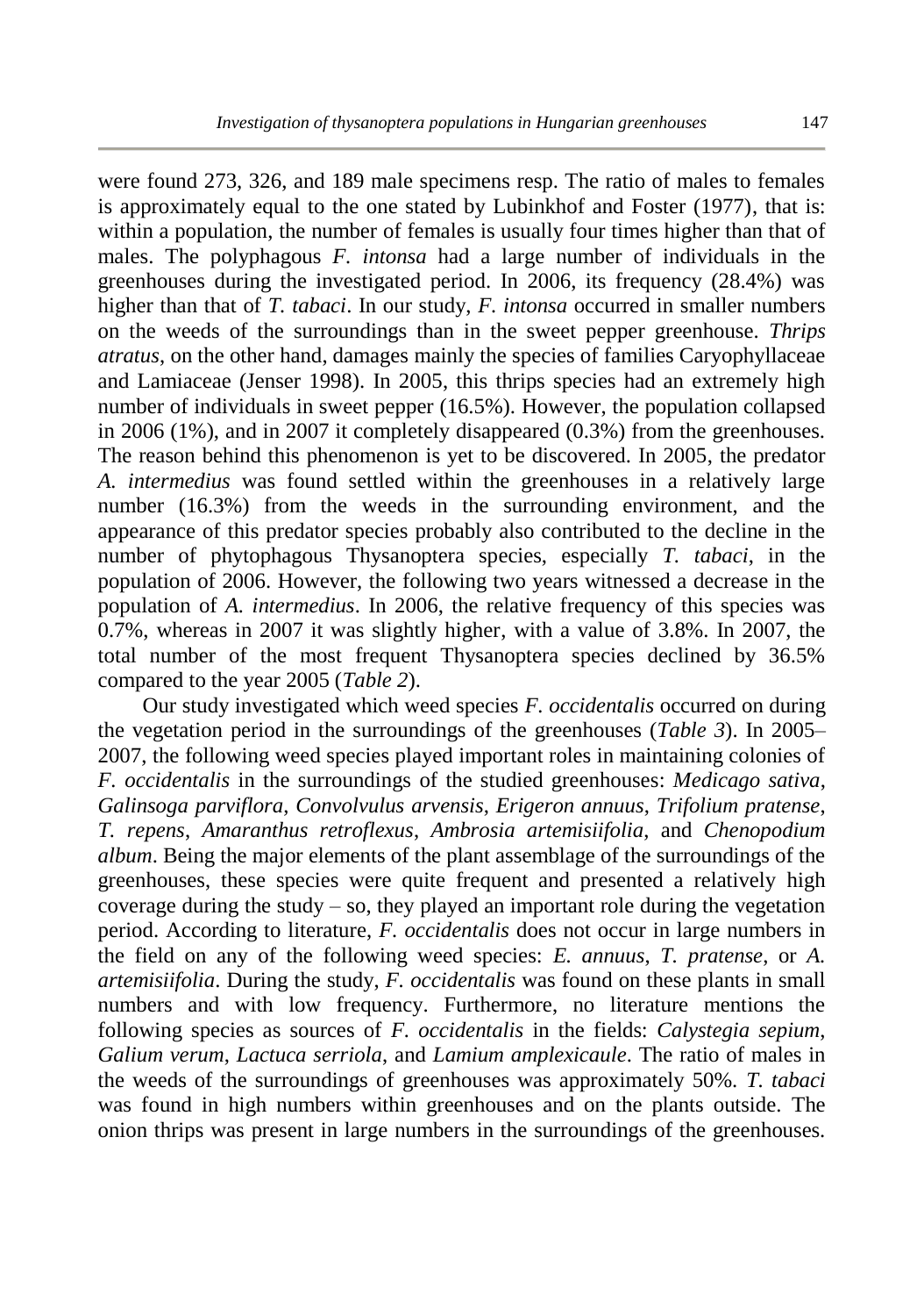were found 273, 326, and 189 male specimens resp. The ratio of males to females is approximately equal to the one stated by Lubinkhof and Foster (1977), that is: within a population, the number of females is usually four times higher than that of males. The polyphagous *F. intonsa* had a large number of individuals in the greenhouses during the investigated period. In 2006, its frequency (28.4%) was higher than that of *T. tabaci*. In our study, *F. intonsa* occurred in smaller numbers on the weeds of the surroundings than in the sweet pepper greenhouse. *Thrips atratus*, on the other hand, damages mainly the species of families Caryophyllaceae and Lamiaceae (Jenser 1998). In 2005, this thrips species had an extremely high number of individuals in sweet pepper (16.5%). However, the population collapsed in 2006 (1%), and in 2007 it completely disappeared (0.3%) from the greenhouses. The reason behind this phenomenon is yet to be discovered. In 2005, the predator *A. intermedius* was found settled within the greenhouses in a relatively large number (16.3%) from the weeds in the surrounding environment, and the appearance of this predator species probably also contributed to the decline in the number of phytophagous Thysanoptera species, especially *T. tabaci*, in the population of 2006. However, the following two years witnessed a decrease in the population of *A. intermedius*. In 2006, the relative frequency of this species was 0.7%, whereas in 2007 it was slightly higher, with a value of 3.8%. In 2007, the total number of the most frequent Thysanoptera species declined by 36.5% compared to the year 2005 (*Table 2*).

Our study investigated which weed species *F. occidentalis* occurred on during the vegetation period in the surroundings of the greenhouses (*Table 3*). In 2005–2007, the following weed species played important roles in maintaining colonies of *F. occidentalis* in the surroundings of the studied greenhouses: *Medicago sativa*, *Galinsoga parviflora*, *Convolvulus arvensis*, *Erigeron annuus*, *Trifolium pratense*, *T. repens*, *Amaranthus retroflexus*, *Ambrosia artemisiifolia*, and *Chenopodium album*. Being the major elements of the plant assemblage of the surroundings of the greenhouses, these species were quite frequent and presented a relatively high coverage during the study – so, they played an important role during the vegetation period. According to literature, *F. occidentalis* does not occur in large numbers in the field on any of the following weed species: *E. annuus*, *T. pratense*, or *A. artemisiifolia*. During the study, *F. occidentalis* was found on these plants in small numbers and with low frequency. Furthermore, no literature mentions the following species as sources of *F. occidentalis* in the fields: *Calystegia sepium*, *Galium verum*, *Lactuca serriola*, and *Lamium amplexicaule*. The ratio of males in the weeds of the surroundings of greenhouses was approximately 50%. *T. tabaci* was found in high numbers within greenhouses and on the plants outside. The onion thrips was present in large numbers in the surroundings of the greenhouses.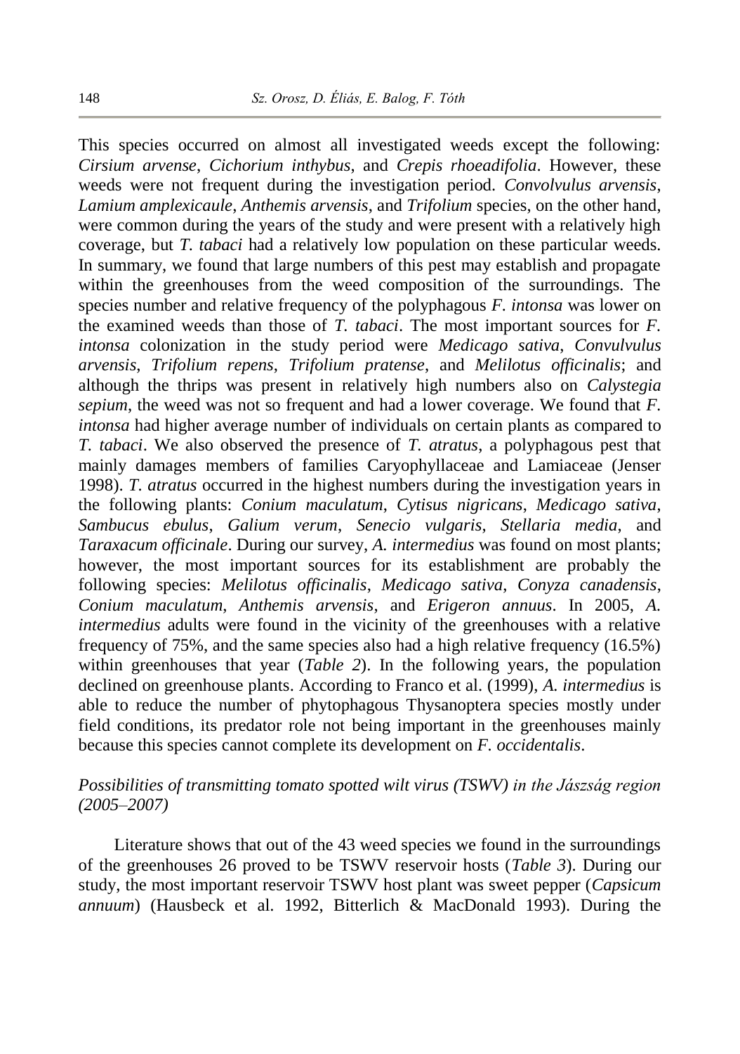This species occurred on almost all investigated weeds except the following: *Cirsium arvense*, *Cichorium inthybus*, and *Crepis rhoeadifolia*. However, these weeds were not frequent during the investigation period. *Convolvulus arvensis*, *Lamium amplexicaule*, *Anthemis arvensis*, and *Trifolium* species, on the other hand, were common during the years of the study and were present with a relatively high coverage, but *T. tabaci* had a relatively low population on these particular weeds. In summary, we found that large numbers of this pest may establish and propagate within the greenhouses from the weed composition of the surroundings. The species number and relative frequency of the polyphagous *F. intonsa* was lower on the examined weeds than those of *T. tabaci*. The most important sources for *F. intonsa* colonization in the study period were *Medicago sativa*, *Convulvulus arvensis*, *Trifolium repens*, *Trifolium pratense*, and *Melilotus officinalis*; and although the thrips was present in relatively high numbers also on *Calystegia sepium*, the weed was not so frequent and had a lower coverage. We found that *F. intonsa* had higher average number of individuals on certain plants as compared to *T. tabaci*. We also observed the presence of *T. atratus*, a polyphagous pest that mainly damages members of families Caryophyllaceae and Lamiaceae (Jenser 1998). *T. atratus* occurred in the highest numbers during the investigation years in the following plants: *Conium maculatum*, *Cytisus nigricans*, *Medicago sativa*, *Sambucus ebulus*, *Galium verum*, *Senecio vulgaris*, *Stellaria media*, and *Taraxacum officinale*. During our survey, *A. intermedius* was found on most plants; however, the most important sources for its establishment are probably the following species: *Melilotus officinalis*, *Medicago sativa*, *Conyza canadensis*, *Conium maculatum*, *Anthemis arvensis*, and *Erigeron annuus*. In 2005, *A. intermedius* adults were found in the vicinity of the greenhouses with a relative frequency of 75%, and the same species also had a high relative frequency (16.5%) within greenhouses that year (*Table 2*). In the following years, the population declined on greenhouse plants. According to Franco et al. (1999), *A. intermedius* is able to reduce the number of phytophagous Thysanoptera species mostly under field conditions, its predator role not being important in the greenhouses mainly because this species cannot complete its development on *F. occidentalis*.

*Possibilities of transmitting tomato spotted wilt virus (TSWV) in the Jászság region (2005–2007)*

Literature shows that out of the 43 weed species we found in the surroundings of the greenhouses 26 proved to be TSWV reservoir hosts (*Table 3*). During our study, the most important reservoir TSWV host plant was sweet pepper (*Capsicum annuum*) (Hausbeck et al. 1992, Bitterlich & MacDonald 1993). During the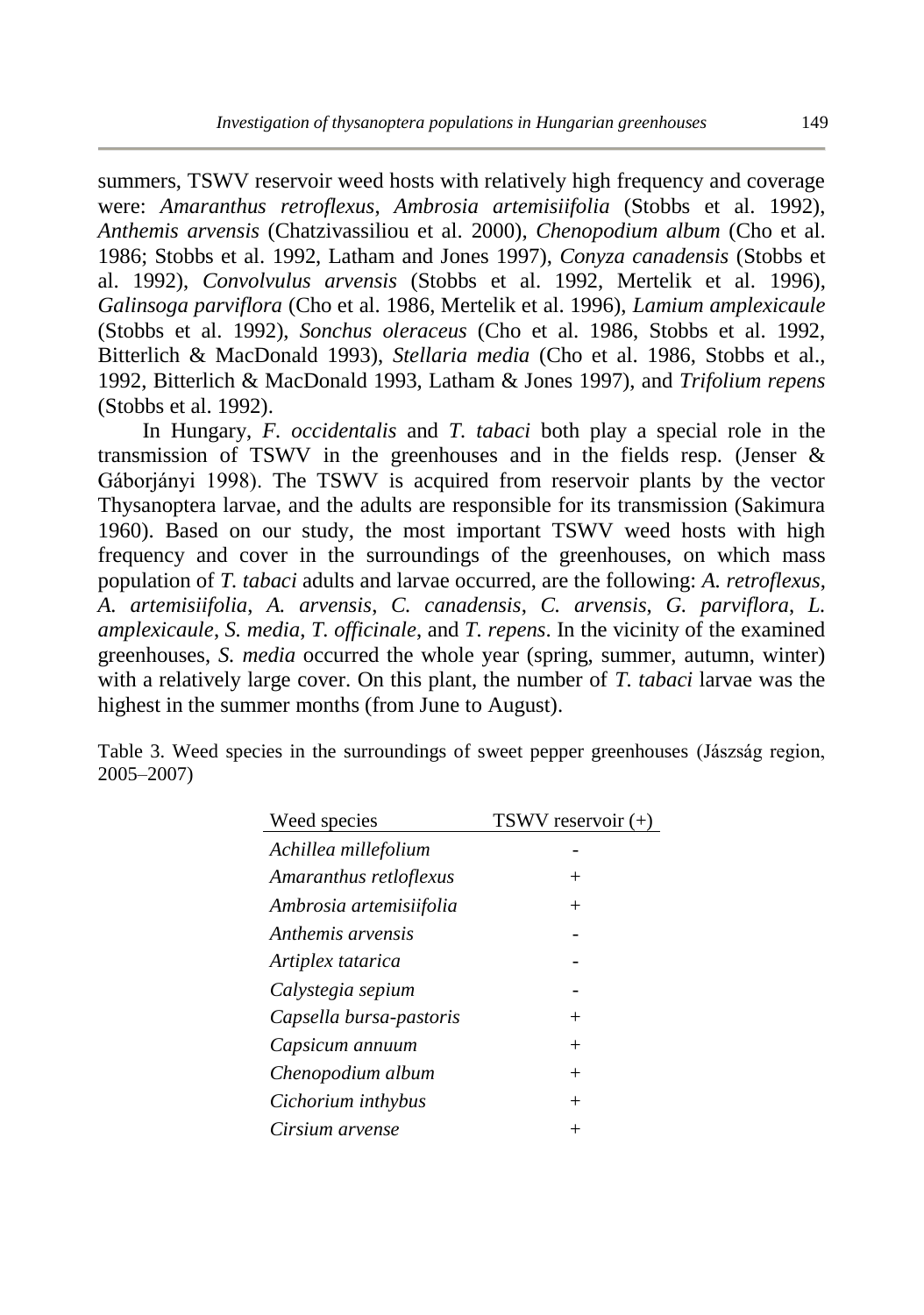summers, TSWV reservoir weed hosts with relatively high frequency and coverage were: *Amaranthus retroflexus*, *Ambrosia artemisiifolia* (Stobbs et al. 1992), *Anthemis arvensis* (Chatzivassiliou et al. 2000), *Chenopodium album* (Cho et al. 1986; Stobbs et al. 1992, Latham and Jones 1997), *Conyza canadensis* (Stobbs et al. 1992), *Convolvulus arvensis* (Stobbs et al. 1992, Mertelik et al. 1996), *Galinsoga parviflora* (Cho et al. 1986, Mertelik et al. 1996), *Lamium amplexicaule* (Stobbs et al. 1992), *Sonchus oleraceus* (Cho et al. 1986, Stobbs et al. 1992, Bitterlich & MacDonald 1993), *Stellaria media* (Cho et al. 1986, Stobbs et al., 1992, Bitterlich & MacDonald 1993, Latham & Jones 1997), and *Trifolium repens* (Stobbs et al. 1992).

In Hungary, *F. occidentalis* and *T. tabaci* both play a special role in the transmission of TSWV in the greenhouses and in the fields resp. (Jenser & Gáborjányi 1998). The TSWV is acquired from reservoir plants by the vector Thysanoptera larvae, and the adults are responsible for its transmission (Sakimura 1960). Based on our study, the most important TSWV weed hosts with high frequency and cover in the surroundings of the greenhouses, on which mass population of *T. tabaci* adults and larvae occurred, are the following: *A. retroflexus*, *A. artemisiifolia*, *A. arvensis*, *C. canadensis*, *C. arvensis*, *G. parviflora*, *L. amplexicaule*, *S. media*, *T. officinale*, and *T. repens*. In the vicinity of the examined greenhouses, *S. media* occurred the whole year (spring, summer, autumn, winter) with a relatively large cover. On this plant, the number of *T. tabaci* larvae was the highest in the summer months (from June to August).

Table 3. Weed species in the surroundings of sweet pepper greenhouses (Jászság region, 2005–2007)

| Weed species | TSWV reservoir (+) |
|---|---|
| *Achillea millefolium* | - |
| *Amaranthus retloflexus* | + |
| *Ambrosia artemisiifolia* | + |
| *Anthemis arvensis* | - |
| *Artiplex tatarica* | - |
| *Calystegia sepium* | - |
| *Capsella bursa-pastoris* | + |
| *Capsicum annuum* | + |
| *Chenopodium album* | + |
| *Cichorium inthybus* | + |
| *Cirsium arvense* | + |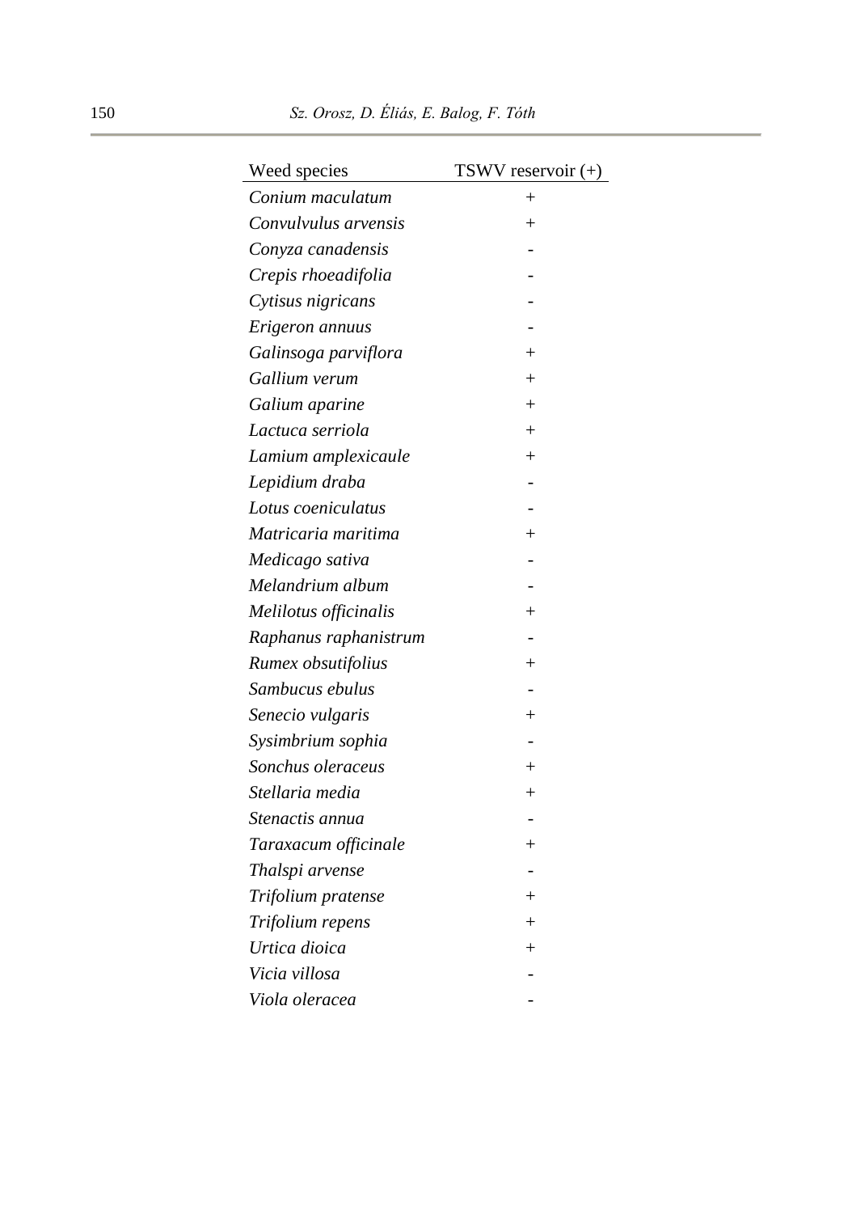| Weed species | TSWV reservoir (+) |
|---|---|
| *Conium maculatum* | + |
| *Convulvulus arvensis* | + |
| *Conyza canadensis* | - |
| *Crepis rhoeadifolia* | - |
| *Cytisus nigricans* | - |
| *Erigeron annuus* | - |
| *Galinsoga parviflora* | + |
| *Gallium verum* | + |
| *Galium aparine* | + |
| *Lactuca serriola* | + |
| *Lamium amplexicaule* | + |
| *Lepidium draba* | - |
| *Lotus coeniculatus* | - |
| *Matricaria maritima* | + |
| *Medicago sativa* | - |
| *Melandrium album* | - |
| *Melilotus officinalis* | + |
| *Raphanus raphanistrum* | - |
| *Rumex obsutifolius* | + |
| *Sambucus ebulus* | - |
| *Senecio vulgaris* | + |
| *Sysimbrium sophia* | - |
| *Sonchus oleraceus* | + |
| *Stellaria media* | + |
| *Stenactis annua* | - |
| *Taraxacum officinale* | + |
| *Thalspi arvense* | - |
| *Trifolium pratense* | + |
| *Trifolium repens* | + |
| *Urtica dioica* | + |
| *Vicia villosa* | - |
| *Viola oleracea* | - |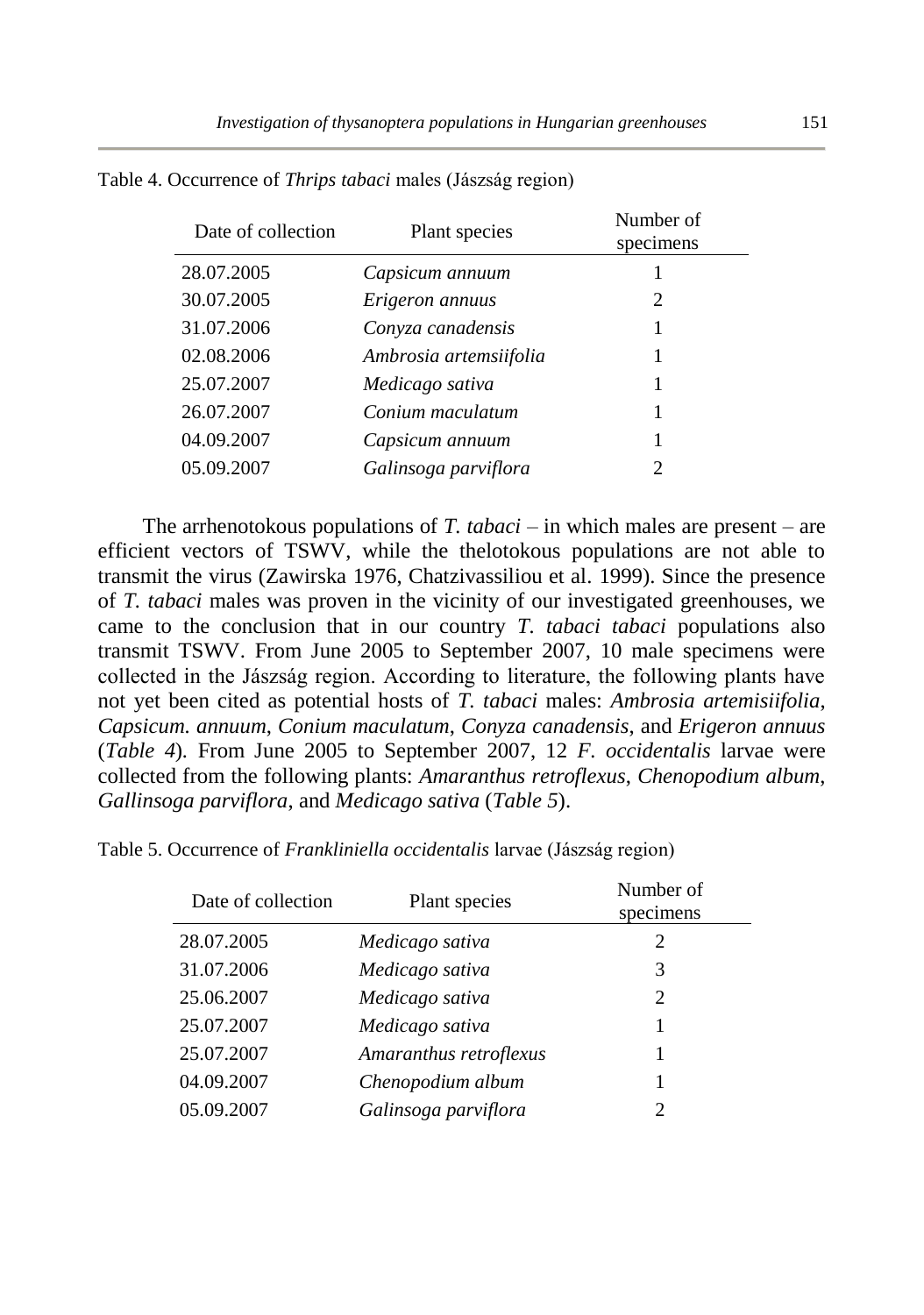Table 4. Occurrence of *Thrips tabaci* males (Jászság region)

| Date of collection | Plant species | Number of specimens |
|---|---|---|
| 28.07.2005 | *Capsicum annuum* | 1 |
| 30.07.2005 | *Erigeron annuus* | 2 |
| 31.07.2006 | *Conyza canadensis* | 1 |
| 02.08.2006 | *Ambrosia artemsiifolia* | 1 |
| 25.07.2007 | *Medicago sativa* | 1 |
| 26.07.2007 | *Conium maculatum* | 1 |
| 04.09.2007 | *Capsicum annuum* | 1 |
| 05.09.2007 | *Galinsoga parviflora* | 2 |

The arrhenotokous populations of *T. tabaci* – in which males are present – are efficient vectors of TSWV, while the thelotokous populations are not able to transmit the virus (Zawirska 1976, Chatzivassiliou et al. 1999). Since the presence of *T. tabaci* males was proven in the vicinity of our investigated greenhouses, we came to the conclusion that in our country *T. tabaci tabaci* populations also transmit TSWV. From June 2005 to September 2007, 10 male specimens were collected in the Jászság region. According to literature, the following plants have not yet been cited as potential hosts of *T. tabaci* males: *Ambrosia artemisiifolia*, *Capsicum. annuum*, *Conium maculatum*, *Conyza canadensis*, and *Erigeron annuus* (*Table 4*). From June 2005 to September 2007, 12 *F. occidentalis* larvae were collected from the following plants: *Amaranthus retroflexus*, *Chenopodium album*, *Gallinsoga parviflora*, and *Medicago sativa* (*Table 5*).

Table 5. Occurrence of *Frankliniella occidentalis* larvae (Jászság region)

| Date of collection | Plant species | Number of specimens |
|---|---|---|
| 28.07.2005 | *Medicago sativa* | 2 |
| 31.07.2006 | *Medicago sativa* | 3 |
| 25.06.2007 | *Medicago sativa* | 2 |
| 25.07.2007 | *Medicago sativa* | 1 |
| 25.07.2007 | *Amaranthus retroflexus* | 1 |
| 04.09.2007 | *Chenopodium album* | 1 |
| 05.09.2007 | *Galinsoga parviflora* | 2 |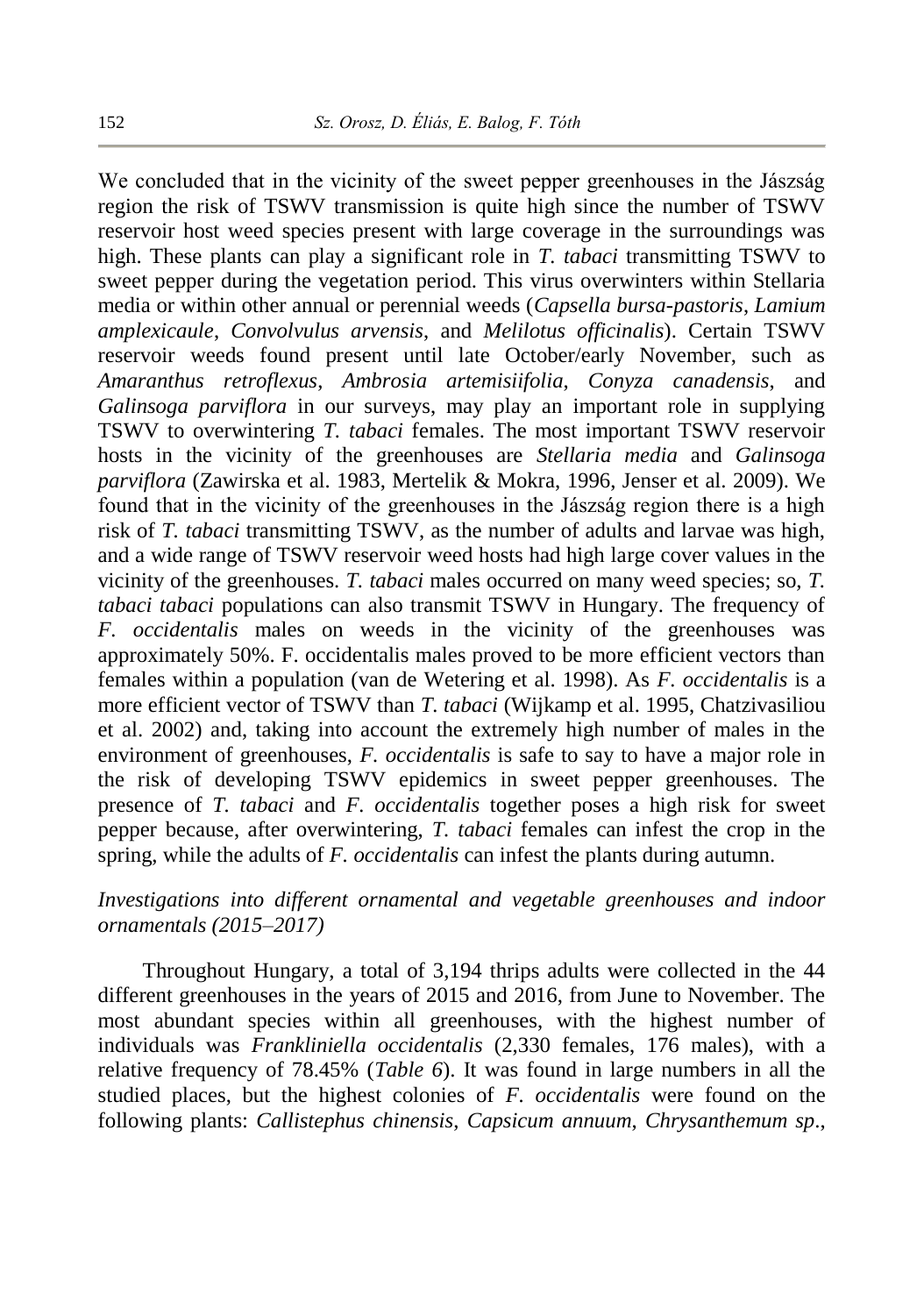We concluded that in the vicinity of the sweet pepper greenhouses in the Jászság region the risk of TSWV transmission is quite high since the number of TSWV reservoir host weed species present with large coverage in the surroundings was high. These plants can play a significant role in *T. tabaci* transmitting TSWV to sweet pepper during the vegetation period. This virus overwinters within Stellaria media or within other annual or perennial weeds (*Capsella bursa-pastoris*, *Lamium amplexicaule*, *Convolvulus arvensis*, and *Melilotus officinalis*). Certain TSWV reservoir weeds found present until late October/early November, such as *Amaranthus retroflexus*, *Ambrosia artemisiifolia*, *Conyza canadensis*, and *Galinsoga parviflora* in our surveys, may play an important role in supplying TSWV to overwintering *T. tabaci* females. The most important TSWV reservoir hosts in the vicinity of the greenhouses are *Stellaria media* and *Galinsoga parviflora* (Zawirska et al. 1983, Mertelik & Mokra, 1996, Jenser et al. 2009). We found that in the vicinity of the greenhouses in the Jászság region there is a high risk of *T. tabaci* transmitting TSWV, as the number of adults and larvae was high, and a wide range of TSWV reservoir weed hosts had high large cover values in the vicinity of the greenhouses. *T. tabaci* males occurred on many weed species; so, *T. tabaci tabaci* populations can also transmit TSWV in Hungary. The frequency of *F. occidentalis* males on weeds in the vicinity of the greenhouses was approximately 50%. F. occidentalis males proved to be more efficient vectors than females within a population (van de Wetering et al. 1998). As *F. occidentalis* is a more efficient vector of TSWV than *T. tabaci* (Wijkamp et al. 1995, Chatzivasiliou et al. 2002) and, taking into account the extremely high number of males in the environment of greenhouses, *F. occidentalis* is safe to say to have a major role in the risk of developing TSWV epidemics in sweet pepper greenhouses. The presence of *T. tabaci* and *F. occidentalis* together poses a high risk for sweet pepper because, after overwintering, *T. tabaci* females can infest the crop in the spring, while the adults of *F. occidentalis* can infest the plants during autumn.

*Investigations into different ornamental and vegetable greenhouses and indoor ornamentals (2015–2017)*

Throughout Hungary, a total of 3,194 thrips adults were collected in the 44 different greenhouses in the years of 2015 and 2016, from June to November. The most abundant species within all greenhouses, with the highest number of individuals was *Frankliniella occidentalis* (2,330 females, 176 males), with a relative frequency of 78.45% (*Table 6*). It was found in large numbers in all the studied places, but the highest colonies of *F. occidentalis* were found on the following plants: *Callistephus chinensis*, *Capsicum annuum*, *Chrysanthemum sp*.,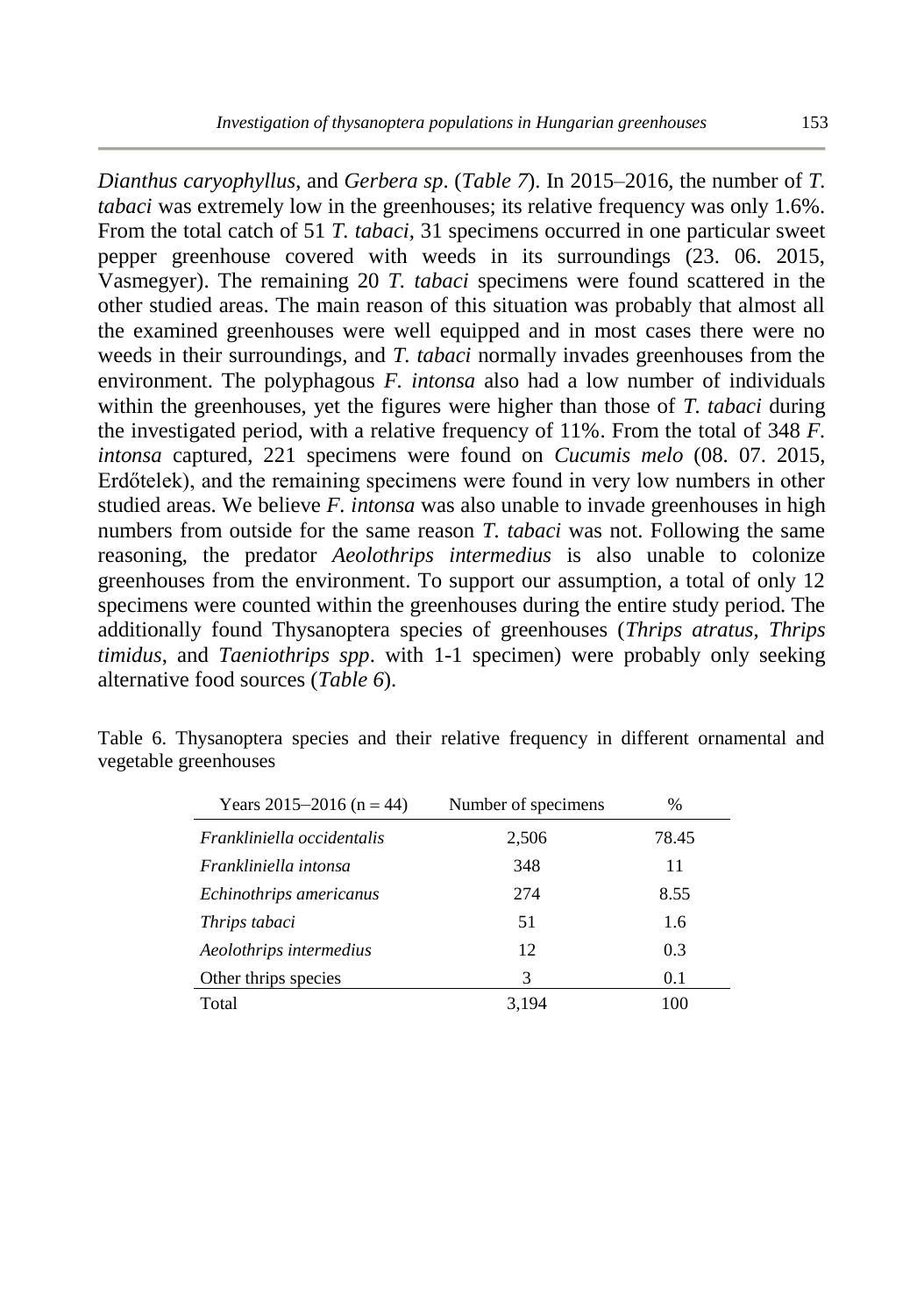*Dianthus caryophyllus*, and *Gerbera sp*. (*Table 7*). In 2015–2016, the number of *T. tabaci* was extremely low in the greenhouses; its relative frequency was only 1.6%. From the total catch of 51 *T. tabaci*, 31 specimens occurred in one particular sweet pepper greenhouse covered with weeds in its surroundings (23. 06. 2015, Vasmegyer). The remaining 20 *T. tabaci* specimens were found scattered in the other studied areas. The main reason of this situation was probably that almost all the examined greenhouses were well equipped and in most cases there were no weeds in their surroundings, and *T. tabaci* normally invades greenhouses from the environment. The polyphagous *F. intonsa* also had a low number of individuals within the greenhouses, yet the figures were higher than those of *T. tabaci* during the investigated period, with a relative frequency of 11%. From the total of 348 *F. intonsa* captured, 221 specimens were found on *Cucumis melo* (08. 07. 2015, Erdőtelek), and the remaining specimens were found in very low numbers in other studied areas. We believe *F. intonsa* was also unable to invade greenhouses in high numbers from outside for the same reason *T. tabaci* was not. Following the same reasoning, the predator *Aeolothrips intermedius* is also unable to colonize greenhouses from the environment. To support our assumption, a total of only 12 specimens were counted within the greenhouses during the entire study period. The additionally found Thysanoptera species of greenhouses (*Thrips atratus*, *Thrips timidus*, and *Taeniothrips spp*. with 1-1 specimen) were probably only seeking alternative food sources (*Table 6*).

Table 6. Thysanoptera species and their relative frequency in different ornamental and vegetable greenhouses

| Years 2015–2016 (n = 44) | Number of specimens | % |
|---|---|---|
| *Frankliniella occidentalis* | 2,506 | 78.45 |
| *Frankliniella intonsa* | 348 | 11 |
| *Echinothrips americanus* | 274 | 8.55 |
| *Thrips tabaci* | 51 | 1.6 |
| *Aeolothrips intermedius* | 12 | 0.3 |
| Other thrips species | 3 | 0.1 |
| Total | 3,194 | 100 |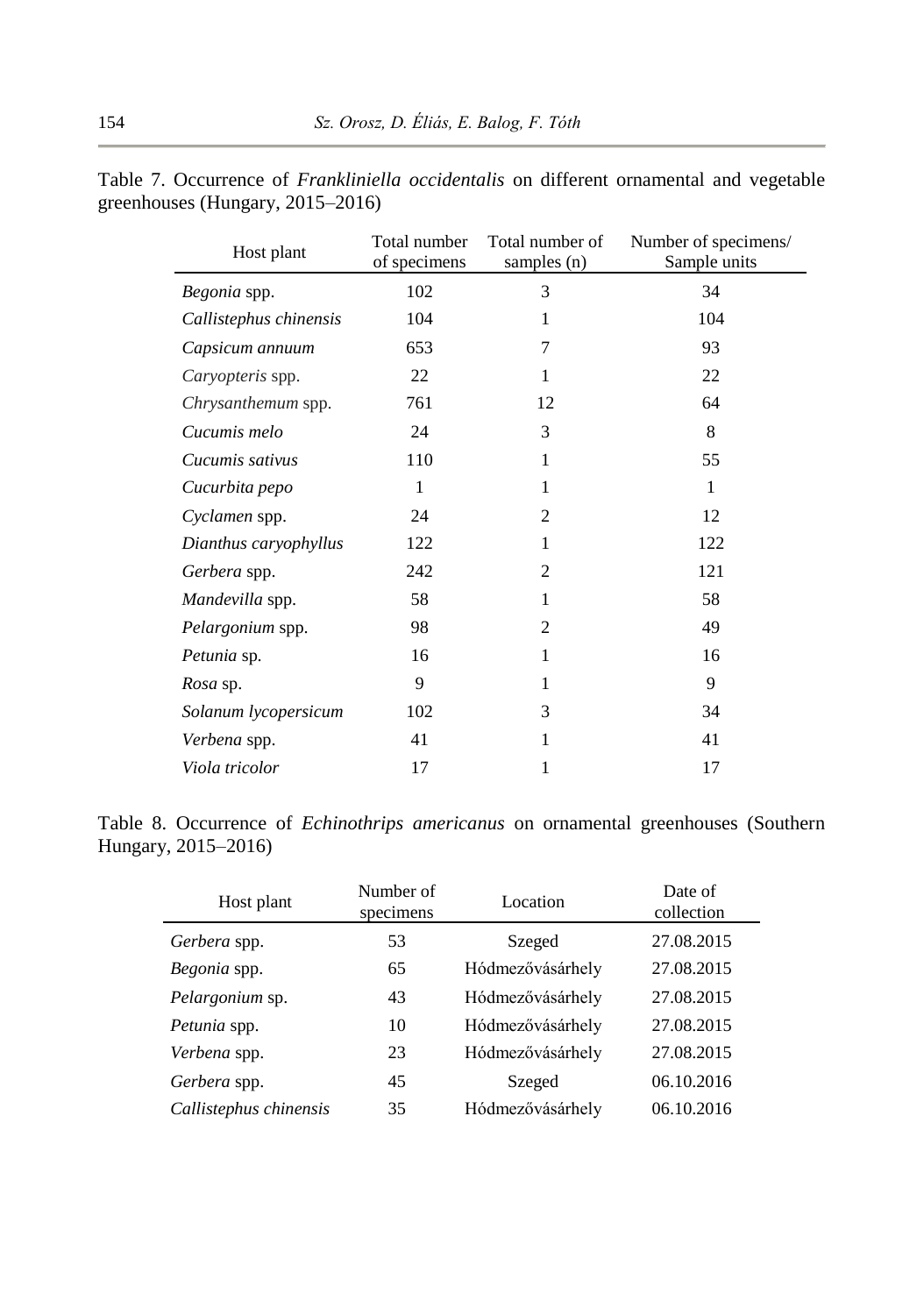Table 7. Occurrence of *Frankliniella occidentalis* on different ornamental and vegetable greenhouses (Hungary, 2015–2016)

| Host plant | Total number of specimens | Total number of samples (n) | Number of specimens/ Sample units |
|---|---|---|---|
| *Begonia* spp. | 102 | 3 | 34 |
| *Callistephus chinensis* | 104 | 1 | 104 |
| *Capsicum annuum* | 653 | 7 | 93 |
| *Caryopteris* spp. | 22 | 1 | 22 |
| *Chrysanthemum* spp. | 761 | 12 | 64 |
| *Cucumis melo* | 24 | 3 | 8 |
| *Cucumis sativus* | 110 | 1 | 55 |
| *Cucurbita pepo* | 1 | 1 | 1 |
| *Cyclamen* spp. | 24 | 2 | 12 |
| *Dianthus caryophyllus* | 122 | 1 | 122 |
| *Gerbera* spp. | 242 | 2 | 121 |
| *Mandevilla* spp. | 58 | 1 | 58 |
| *Pelargonium* spp. | 98 | 2 | 49 |
| *Petunia* sp. | 16 | 1 | 16 |
| *Rosa* sp. | 9 | 1 | 9 |
| *Solanum lycopersicum* | 102 | 3 | 34 |
| *Verbena* spp. | 41 | 1 | 41 |
| *Viola tricolor* | 17 | 1 | 17 |

Table 8. Occurrence of *Echinothrips americanus* on ornamental greenhouses (Southern Hungary, 2015–2016)

| Host plant | Number of specimens | Location | Date of collection |
|---|---|---|---|
| *Gerbera* spp. | 53 | Szeged | 27.08.2015 |
| *Begonia* spp. | 65 | Hódmezővásárhely | 27.08.2015 |
| *Pelargonium* sp. | 43 | Hódmezővásárhely | 27.08.2015 |
| *Petunia* spp. | 10 | Hódmezővásárhely | 27.08.2015 |
| *Verbena* spp. | 23 | Hódmezővásárhely | 27.08.2015 |
| *Gerbera* spp. | 45 | Szeged | 06.10.2016 |
| *Callistephus chinensis* | 35 | Hódmezővásárhely | 06.10.2016 |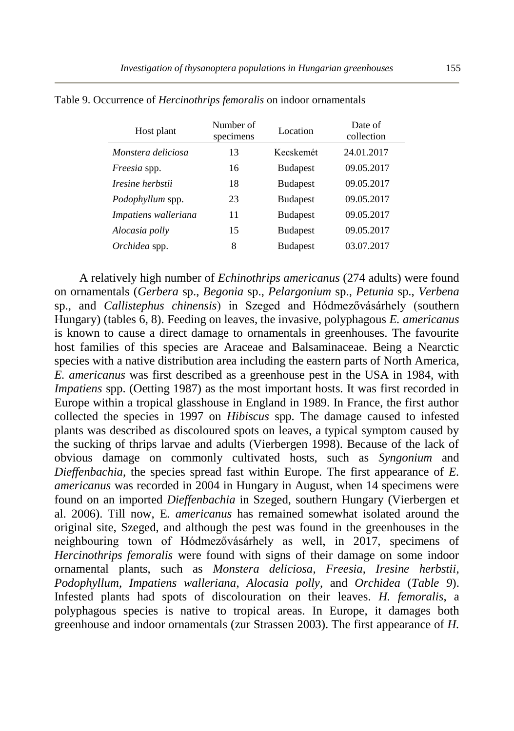Table 9. Occurrence of *Hercinothrips femoralis* on indoor ornamentals

| Host plant | Number of specimens | Location | Date of collection |
|---|---|---|---|
| *Monstera deliciosa* | 13 | Kecskemét | 24.01.2017 |
| *Freesia* spp. | 16 | Budapest | 09.05.2017 |
| *Iresine herbstii* | 18 | Budapest | 09.05.2017 |
| *Podophyllum* spp. | 23 | Budapest | 09.05.2017 |
| *Impatiens walleriana* | 11 | Budapest | 09.05.2017 |
| *Alocasia polly* | 15 | Budapest | 09.05.2017 |
| *Orchidea* spp. | 8 | Budapest | 03.07.2017 |

A relatively high number of *Echinothrips americanus* (274 adults) were found on ornamentals (*Gerbera* sp., *Begonia* sp., *Pelargonium* sp., *Petunia* sp., *Verbena* sp., and *Callistephus chinensis*) in Szeged and Hódmezővásárhely (southern Hungary) (tables 6, 8). Feeding on leaves, the invasive, polyphagous *E. americanus* is known to cause a direct damage to ornamentals in greenhouses. The favourite host families of this species are Araceae and Balsaminaceae. Being a Nearctic species with a native distribution area including the eastern parts of North America, *E. americanus* was first described as a greenhouse pest in the USA in 1984, with *Impatiens* spp. (Oetting 1987) as the most important hosts. It was first recorded in Europe within a tropical glasshouse in England in 1989. In France, the first author collected the species in 1997 on *Hibiscus* spp. The damage caused to infested plants was described as discoloured spots on leaves, a typical symptom caused by the sucking of thrips larvae and adults (Vierbergen 1998). Because of the lack of obvious damage on commonly cultivated hosts, such as *Syngonium* and *Dieffenbachia*, the species spread fast within Europe. The first appearance of *E. americanus* was recorded in 2004 in Hungary in August, when 14 specimens were found on an imported *Dieffenbachia* in Szeged, southern Hungary (Vierbergen et al. 2006). Till now, E. *americanus* has remained somewhat isolated around the original site, Szeged, and although the pest was found in the greenhouses in the neighbouring town of Hódmezővásárhely as well, in 2017, specimens of *Hercinothrips femoralis* were found with signs of their damage on some indoor ornamental plants, such as *Monstera deliciosa*, *Freesia*, *Iresine herbstii*, *Podophyllum*, *Impatiens walleriana*, *Alocasia polly*, and *Orchidea* (*Table 9*). Infested plants had spots of discolouration on their leaves. *H. femoralis*, a polyphagous species is native to tropical areas. In Europe, it damages both greenhouse and indoor ornamentals (zur Strassen 2003). The first appearance of *H.*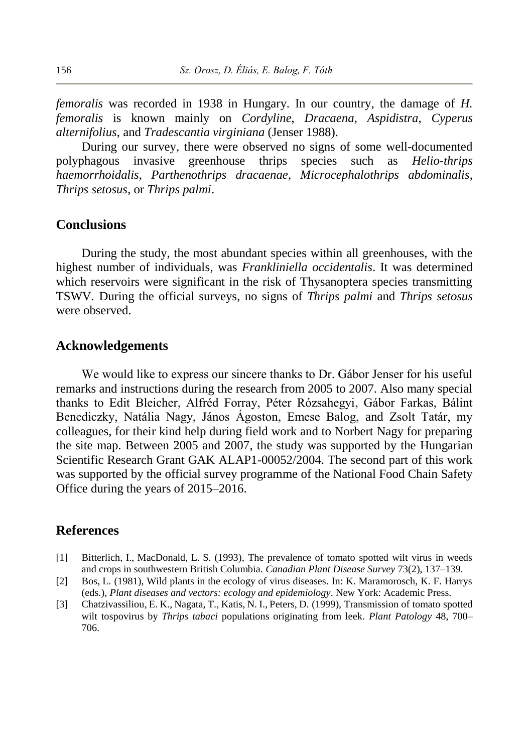*femoralis* was recorded in 1938 in Hungary. In our country, the damage of *H. femoralis* is known mainly on *Cordyline*, *Dracaena*, *Aspidistra*, *Cyperus alternifolius*, and *Tradescantia virginiana* (Jenser 1988).

During our survey, there were observed no signs of some well-documented polyphagous invasive greenhouse thrips species such as *Helio-thrips haemorrhoidalis*, *Parthenothrips dracaenae*, *Microcephalothrips abdominalis*, *Thrips setosus*, or *Thrips palmi*.

## Conclusions

During the study, the most abundant species within all greenhouses, with the highest number of individuals, was *Frankliniella occidentalis*. It was determined which reservoirs were significant in the risk of Thysanoptera species transmitting TSWV. During the official surveys, no signs of *Thrips palmi* and *Thrips setosus* were observed.

## Acknowledgements

We would like to express our sincere thanks to Dr. Gábor Jenser for his useful remarks and instructions during the research from 2005 to 2007. Also many special thanks to Edit Bleicher, Alfréd Forray, Péter Rózsahegyi, Gábor Farkas, Bálint Benediczky, Natália Nagy, János Ágoston, Emese Balog, and Zsolt Tatár, my colleagues, for their kind help during field work and to Norbert Nagy for preparing the site map. Between 2005 and 2007, the study was supported by the Hungarian Scientific Research Grant GAK ALAP1-00052/2004. The second part of this work was supported by the official survey programme of the National Food Chain Safety Office during the years of 2015–2016.

## References

[1] Bitterlich, I., MacDonald, L. S. (1993), The prevalence of tomato spotted wilt virus in weeds and crops in southwestern British Columbia. *Canadian Plant Disease Survey* 73(2), 137–139.

[2] Bos, L. (1981), Wild plants in the ecology of virus diseases. In: K. Maramorosch, K. F. Harrys (eds.), *Plant diseases and vectors: ecology and epidemiology*. New York: Academic Press.

[3] Chatzivassiliou, E. K., Nagata, T., Katis, N. I., Peters, D. (1999), Transmission of tomato spotted wilt tospovirus by *Thrips tabaci* populations originating from leek. *Plant Patology* 48, 700–706.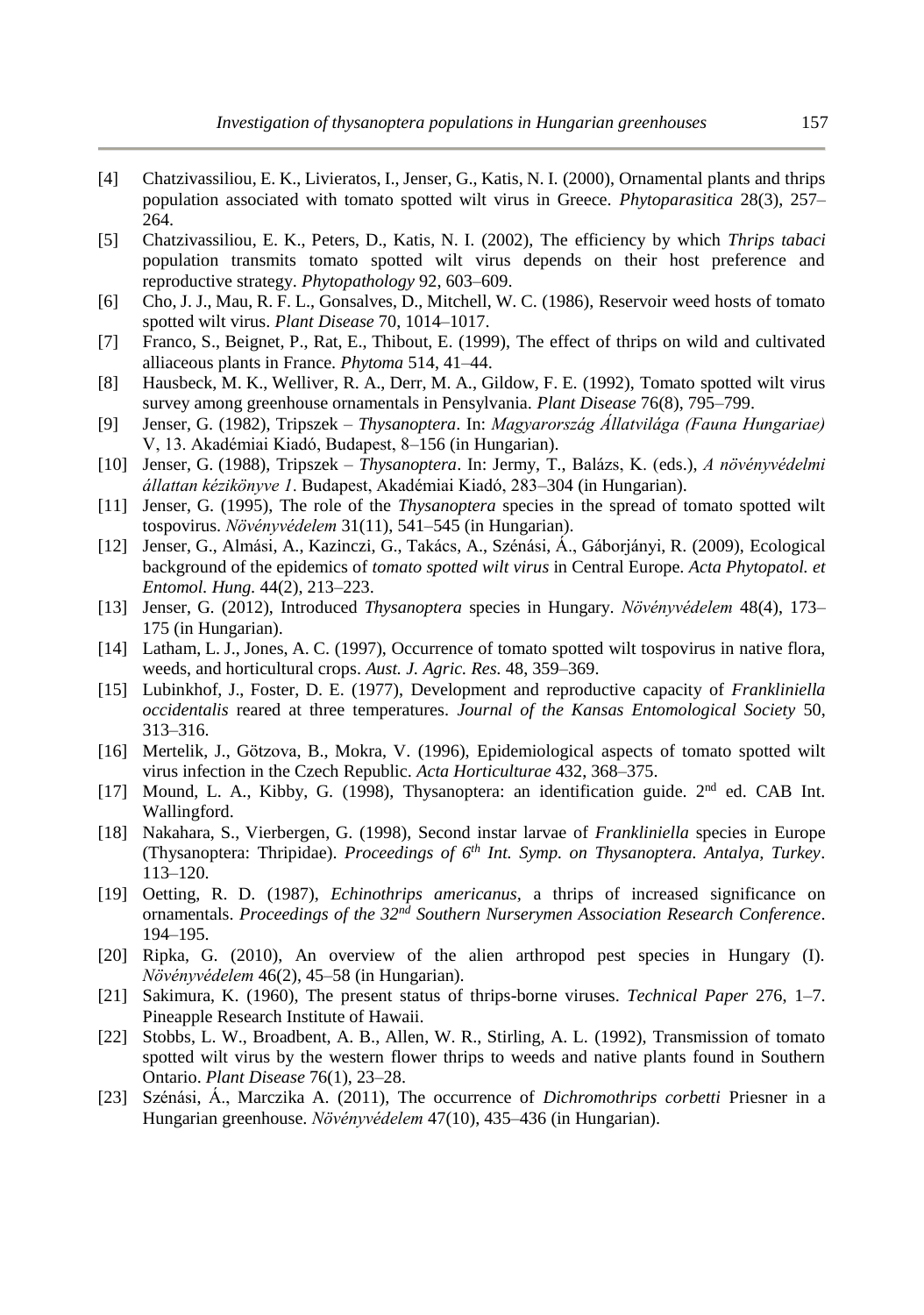[4] Chatzivassiliou, E. K., Livieratos, I., Jenser, G., Katis, N. I. (2000), Ornamental plants and thrips population associated with tomato spotted wilt virus in Greece. *Phytoparasitica* 28(3), 257–264.

[5] Chatzivassiliou, E. K., Peters, D., Katis, N. I. (2002), The efficiency by which *Thrips tabaci* population transmits tomato spotted wilt virus depends on their host preference and reproductive strategy. *Phytopathology* 92, 603–609.

[6] Cho, J. J., Mau, R. F. L., Gonsalves, D., Mitchell, W. C. (1986), Reservoir weed hosts of tomato spotted wilt virus. *Plant Disease* 70, 1014–1017.

[7] Franco, S., Beignet, P., Rat, E., Thibout, E. (1999), The effect of thrips on wild and cultivated alliaceous plants in France. *Phytoma* 514, 41–44.

[8] Hausbeck, M. K., Welliver, R. A., Derr, M. A., Gildow, F. E. (1992), Tomato spotted wilt virus survey among greenhouse ornamentals in Pensylvania. *Plant Disease* 76(8), 795–799.

[9] Jenser, G. (1982), Tripszek – *Thysanoptera*. In: *Magyarország Állatvilága (Fauna Hungariae)* V, 13. Akadémiai Kiadó, Budapest, 8–156 (in Hungarian).

[10] Jenser, G. (1988), Tripszek – *Thysanoptera*. In: Jermy, T., Balázs, K. (eds.), *A növényvédelmi állattan kézikönyve 1*. Budapest, Akadémiai Kiadó, 283–304 (in Hungarian).

[11] Jenser, G. (1995), The role of the *Thysanoptera* species in the spread of tomato spotted wilt tospovirus. *Növényvédelem* 31(11), 541–545 (in Hungarian).

[12] Jenser, G., Almási, A., Kazinczi, G., Takács, A., Szénási, Á., Gáborjányi, R. (2009), Ecological background of the epidemics of *tomato spotted wilt virus* in Central Europe. *Acta Phytopatol. et Entomol. Hung.* 44(2), 213–223.

[13] Jenser, G. (2012), Introduced *Thysanoptera* species in Hungary. *Növényvédelem* 48(4), 173–175 (in Hungarian).

[14] Latham, L. J., Jones, A. C. (1997), Occurrence of tomato spotted wilt tospovirus in native flora, weeds, and horticultural crops. *Aust. J. Agric. Res.* 48, 359–369.

[15] Lubinkhof, J., Foster, D. E. (1977), Development and reproductive capacity of *Frankliniella occidentalis* reared at three temperatures. *Journal of the Kansas Entomological Society* 50, 313–316.

[16] Mertelik, J., Götzova, B., Mokra, V. (1996), Epidemiological aspects of tomato spotted wilt virus infection in the Czech Republic. *Acta Horticulturae* 432, 368–375.

[17] Mound, L. A., Kibby, G. (1998), Thysanoptera: an identification guide. 2nd ed. CAB Int. Wallingford.

[18] Nakahara, S., Vierbergen, G. (1998), Second instar larvae of *Frankliniella* species in Europe (Thysanoptera: Thripidae). *Proceedings of 6th Int. Symp. on Thysanoptera. Antalya, Turkey*. 113–120.

[19] Oetting, R. D. (1987), *Echinothrips americanus*, a thrips of increased significance on ornamentals. *Proceedings of the 32nd Southern Nurserymen Association Research Conference*. 194–195.

[20] Ripka, G. (2010), An overview of the alien arthropod pest species in Hungary (I). *Növényvédelem* 46(2), 45–58 (in Hungarian).

[21] Sakimura, K. (1960), The present status of thrips-borne viruses. *Technical Paper* 276, 1–7. Pineapple Research Institute of Hawaii.

[22] Stobbs, L. W., Broadbent, A. B., Allen, W. R., Stirling, A. L. (1992), Transmission of tomato spotted wilt virus by the western flower thrips to weeds and native plants found in Southern Ontario. *Plant Disease* 76(1), 23–28.

[23] Szénási, Á., Marczika A. (2011), The occurrence of *Dichromothrips corbetti* Priesner in a Hungarian greenhouse. *Növényvédelem* 47(10), 435–436 (in Hungarian).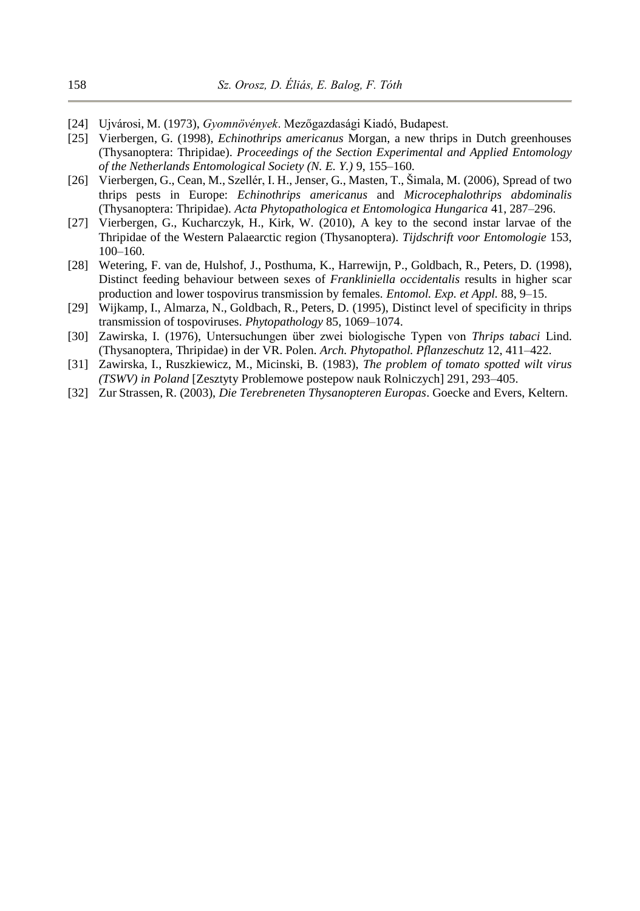[24] Ujvárosi, M. (1973), *Gyomnövények*. Mezőgazdasági Kiadó, Budapest.

[25] Vierbergen, G. (1998), *Echinothrips americanus* Morgan, a new thrips in Dutch greenhouses (Thysanoptera: Thripidae). *Proceedings of the Section Experimental and Applied Entomology of the Netherlands Entomological Society (N. E. Y.)* 9, 155–160.

[26] Vierbergen, G., Cean, M., Szellér, I. H., Jenser, G., Masten, T., Šimala, M. (2006), Spread of two thrips pests in Europe: *Echinothrips americanus* and *Microcephalothrips abdominalis* (Thysanoptera: Thripidae). *Acta Phytopathologica et Entomologica Hungarica* 41, 287–296.

[27] Vierbergen, G., Kucharczyk, H., Kirk, W. (2010), A key to the second instar larvae of the Thripidae of the Western Palaearctic region (Thysanoptera). *Tijdschrift voor Entomologie* 153, 100–160.

[28] Wetering, F. van de, Hulshof, J., Posthuma, K., Harrewijn, P., Goldbach, R., Peters, D. (1998), Distinct feeding behaviour between sexes of *Frankliniella occidentalis* results in higher scar production and lower tospovirus transmission by females. *Entomol. Exp. et Appl.* 88, 9–15.

[29] Wijkamp, I., Almarza, N., Goldbach, R., Peters, D. (1995), Distinct level of specificity in thrips transmission of tospoviruses. *Phytopathology* 85, 1069–1074.

[30] Zawirska, I. (1976), Untersuchungen über zwei biologische Typen von *Thrips tabaci* Lind. (Thysanoptera, Thripidae) in der VR. Polen. *Arch. Phytopathol. Pflanzeschutz* 12, 411–422.

[31] Zawirska, I., Ruszkiewicz, M., Micinski, B. (1983), *The problem of tomato spotted wilt virus (TSWV) in Poland* [Zesztyty Problemowe postepow nauk Rolniczych] 291, 293–405.

[32] Zur Strassen, R. (2003), *Die Terebreneten Thysanopteren Europas*. Goecke and Evers, Keltern.